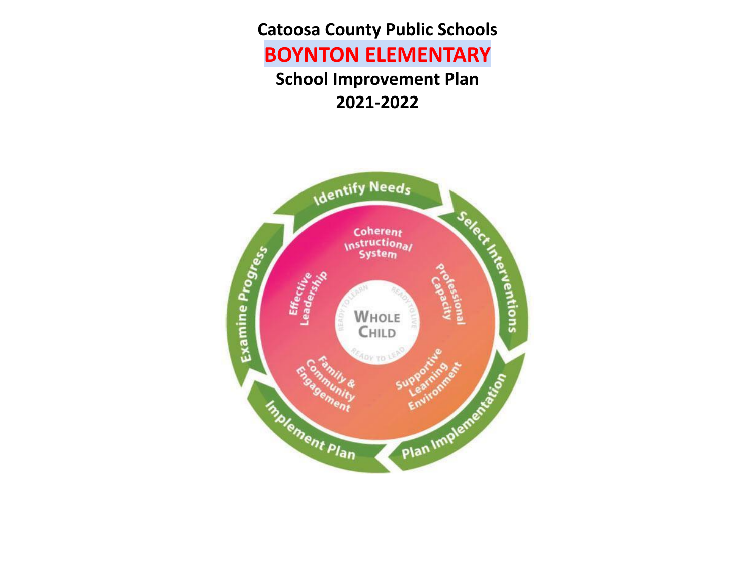# Catoosa County Public Schools

# BOYNTON ELEMENTARY

## School Improvement Plan

## 2021-2022

Identify Needs

Select Interventions

Plan Implementation

Implement Plan

Examine Progress

Coherent Instructional System

Professional Capacity

Supportive Learning Environment

Family & Community Engagement

Effective Leadership

WHOLE CHILD

READY TO LEARN · READY TO LIVE · READY TO LEAD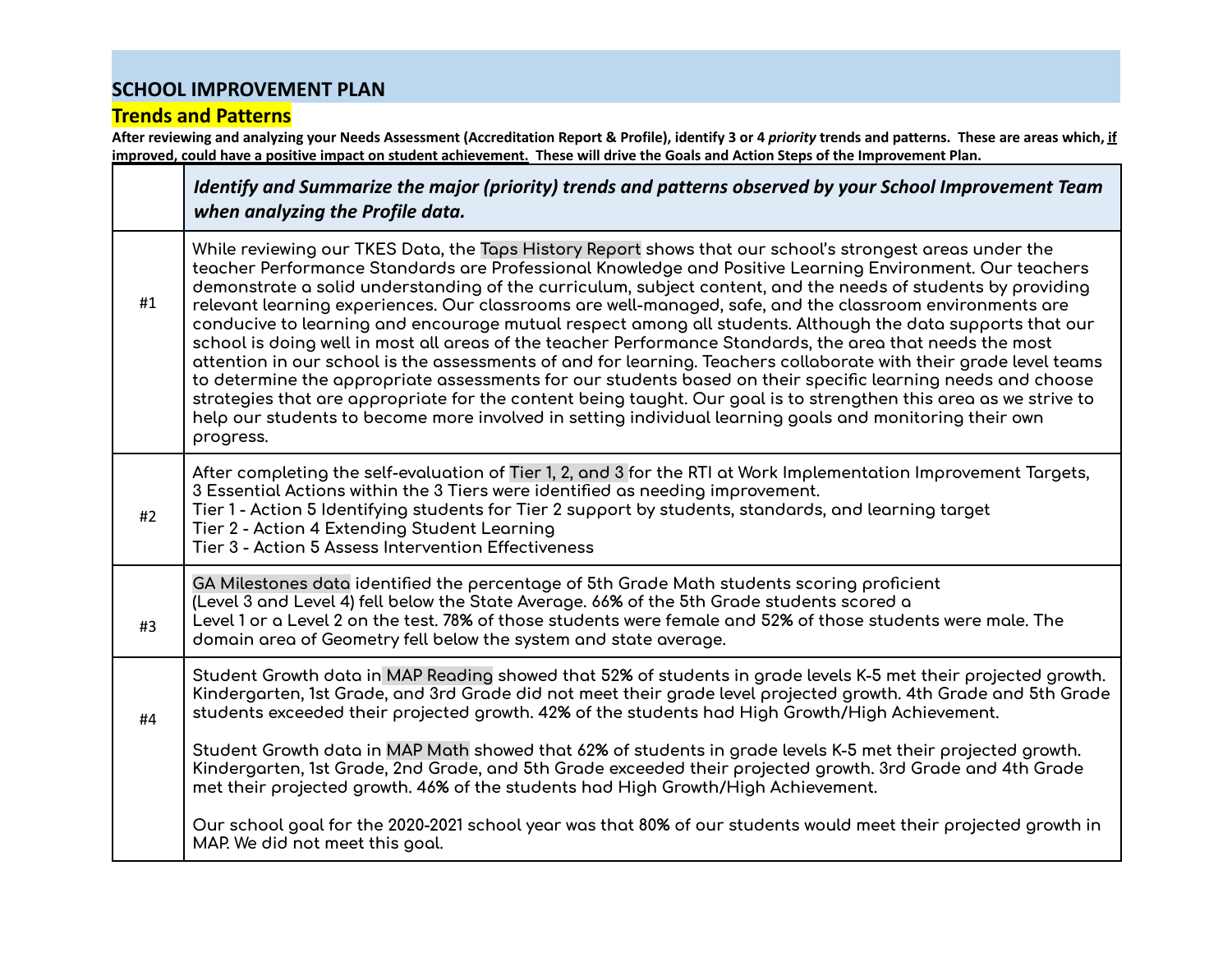## SCHOOL IMPROVEMENT PLAN

### Trends and Patterns

**After reviewing and analyzing your Needs Assessment (Accreditation Report & Profile), identify 3 or 4 *priority* trends and patterns. These are areas which, if improved, could have a positive impact on student achievement. These will drive the Goals and Action Steps of the Improvement Plan.**

| | ***Identify and Summarize the major (priority) trends and patterns observed by your School Improvement Team when analyzing the Profile data.*** |
|---|---|
| #1 | While reviewing our TKES Data, the Taps History Report shows that our school's strongest areas under the teacher Performance Standards are Professional Knowledge and Positive Learning Environment. Our teachers demonstrate a solid understanding of the curriculum, subject content, and the needs of students by providing relevant learning experiences. Our classrooms are well-managed, safe, and the classroom environments are conducive to learning and encourage mutual respect among all students. Although the data supports that our school is doing well in most all areas of the teacher Performance Standards, the area that needs the most attention in our school is the assessments of and for learning. Teachers collaborate with their grade level teams to determine the appropriate assessments for our students based on their specific learning needs and choose strategies that are appropriate for the content being taught. Our goal is to strengthen this area as we strive to help our students to become more involved in setting individual learning goals and monitoring their own progress. |
| #2 | After completing the self-evaluation of Tier 1, 2, and 3 for the RTI at Work Implementation Improvement Targets, 3 Essential Actions within the 3 Tiers were identified as needing improvement.<br>Tier 1 - Action 5 Identifying students for Tier 2 support by students, standards, and learning target<br>Tier 2 - Action 4 Extending Student Learning<br>Tier 3 - Action 5 Assess Intervention Effectiveness |
| #3 | GA Milestones data identified the percentage of 5th Grade Math students scoring proficient (Level 3 and Level 4) fell below the State Average. 66% of the 5th Grade students scored a Level 1 or a Level 2 on the test. 78% of those students were female and 52% of those students were male. The domain area of Geometry fell below the system and state average. |
| #4 | Student Growth data in MAP Reading showed that 52% of students in grade levels K-5 met their projected growth. Kindergarten, 1st Grade, and 3rd Grade did not meet their grade level projected growth. 4th Grade and 5th Grade students exceeded their projected growth. 42% of the students had High Growth/High Achievement.<br><br>Student Growth data in MAP Math showed that 62% of students in grade levels K-5 met their projected growth. Kindergarten, 1st Grade, 2nd Grade, and 5th Grade exceeded their projected growth. 3rd Grade and 4th Grade met their projected growth. 46% of the students had High Growth/High Achievement.<br><br>Our school goal for the 2020-2021 school year was that 80% of our students would meet their projected growth in MAP. We did not meet this goal. |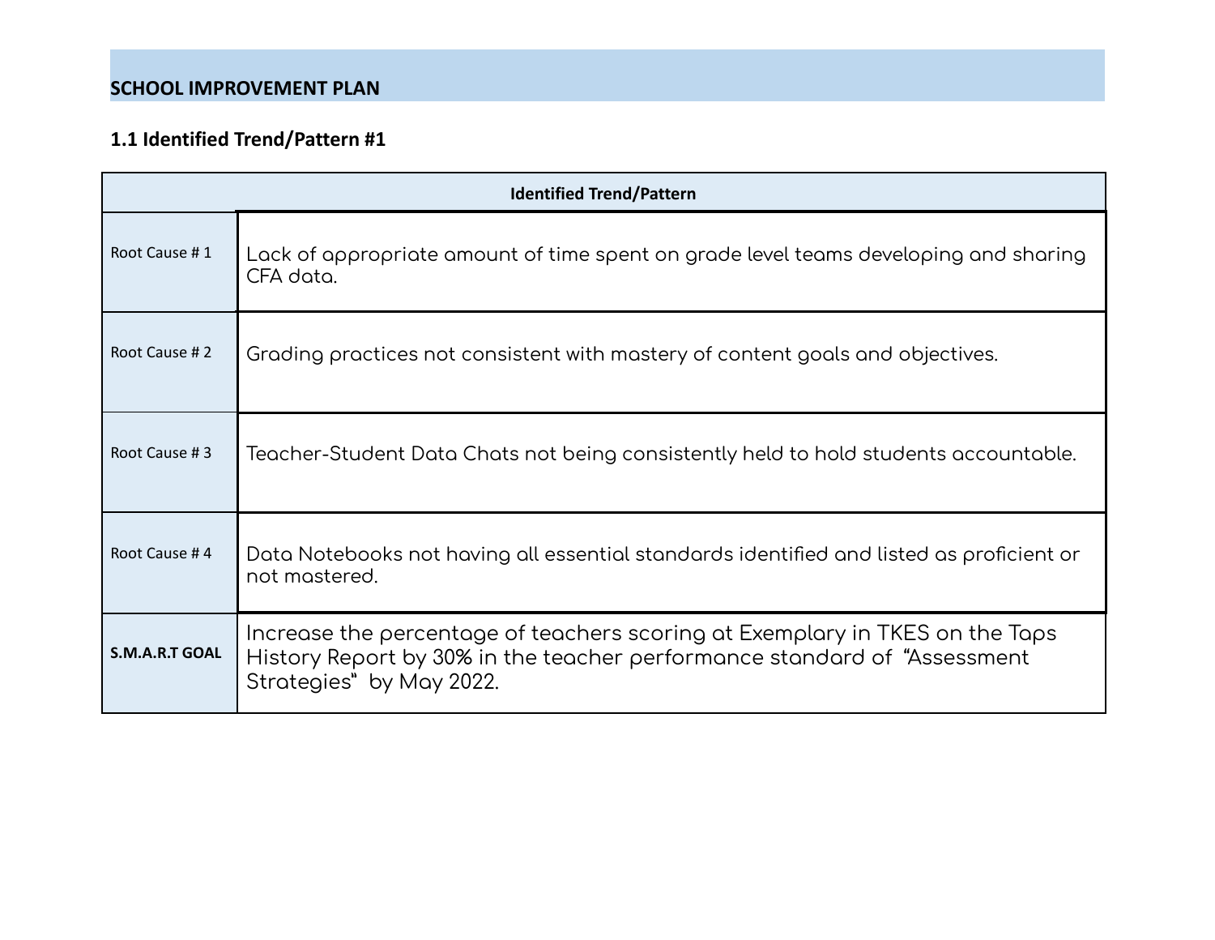## SCHOOL IMPROVEMENT PLAN

### 1.1 Identified Trend/Pattern #1

| Identified Trend/Pattern | |
|---|---|
| Root Cause # 1 | Lack of appropriate amount of time spent on grade level teams developing and sharing CFA data. |
| Root Cause # 2 | Grading practices not consistent with mastery of content goals and objectives. |
| Root Cause # 3 | Teacher-Student Data Chats not being consistently held to hold students accountable. |
| Root Cause # 4 | Data Notebooks not having all essential standards identified and listed as proficient or not mastered. |
| **S.M.A.R.T GOAL** | Increase the percentage of teachers scoring at Exemplary in TKES on the Taps History Report by 30% in the teacher performance standard of "Assessment Strategies" by May 2022. |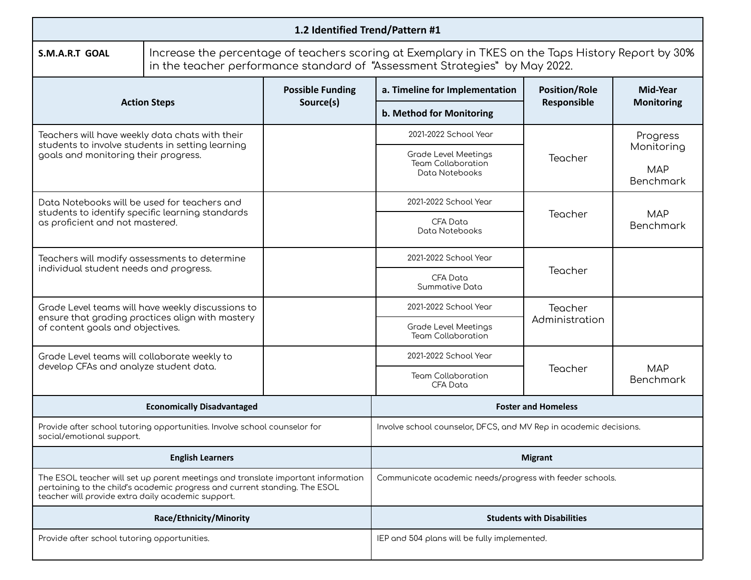## 1.2 Identified Trend/Pattern #1

| **S.M.A.R.T GOAL** | Increase the percentage of teachers scoring at Exemplary in TKES on the Taps History Report by 30% in the teacher performance standard of "Assessment Strategies" by May 2022. |
|---|---|

| Action Steps | Possible Funding Source(s) | a. Timeline for Implementation<br>b. Method for Monitoring | Position/Role Responsible | Mid-Year Monitoring |
|---|---|---|---|---|
| Teachers will have weekly data chats with their students to involve students in setting learning goals and monitoring their progress. | | 2021-2022 School Year<br>Grade Level Meetings<br>Team Collaboration<br>Data Notebooks | Teacher | Progress Monitoring<br>MAP Benchmark |
| Data Notebooks will be used for teachers and students to identify specific learning standards as proficient and not mastered. | | 2021-2022 School Year<br>CFA Data<br>Data Notebooks | Teacher | MAP Benchmark |
| Teachers will modify assessments to determine individual student needs and progress. | | 2021-2022 School Year<br>CFA Data<br>Summative Data | Teacher | |
| Grade Level teams will have weekly discussions to ensure that grading practices align with mastery of content goals and objectives. | | 2021-2022 School Year<br>Grade Level Meetings<br>Team Collaboration | Teacher<br>Administration | |
| Grade Level teams will collaborate weekly to develop CFAs and analyze student data. | | 2021-2022 School Year<br>Team Collaboration<br>CFA Data | Teacher | MAP Benchmark |

| Economically Disadvantaged | Foster and Homeless |
|---|---|
| Provide after school tutoring opportunities. Involve school counselor for social/emotional support. | Involve school counselor, DFCS, and MV Rep in academic decisions. |
| **English Learners** | **Migrant** |
| The ESOL teacher will set up parent meetings and translate important information pertaining to the child's academic progress and current standing. The ESOL teacher will provide extra daily academic support. | Communicate academic needs/progress with feeder schools. |
| **Race/Ethnicity/Minority** | **Students with Disabilities** |
| Provide after school tutoring opportunities. | IEP and 504 plans will be fully implemented. |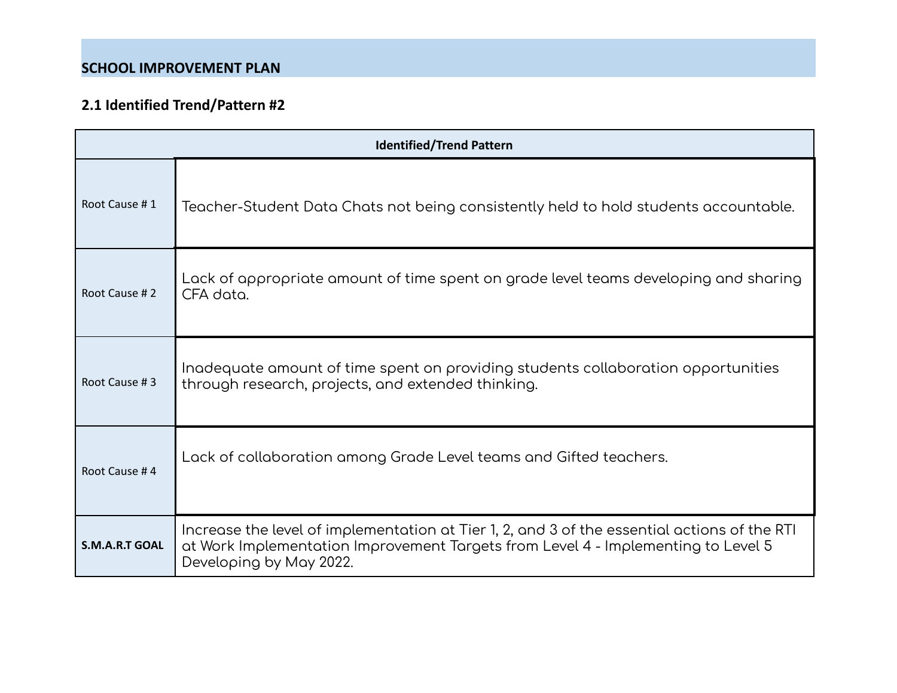## SCHOOL IMPROVEMENT PLAN

### 2.1 Identified Trend/Pattern #2

| Identified/Trend Pattern | |
|---|---|
| Root Cause # 1 | Teacher-Student Data Chats not being consistently held to hold students accountable. |
| Root Cause # 2 | Lack of appropriate amount of time spent on grade level teams developing and sharing CFA data. |
| Root Cause # 3 | Inadequate amount of time spent on providing students collaboration opportunities through research, projects, and extended thinking. |
| Root Cause # 4 | Lack of collaboration among Grade Level teams and Gifted teachers. |
| **S.M.A.R.T GOAL** | Increase the level of implementation at Tier 1, 2, and 3 of the essential actions of the RTI at Work Implementation Improvement Targets from Level 4 - Implementing to Level 5 Developing by May 2022. |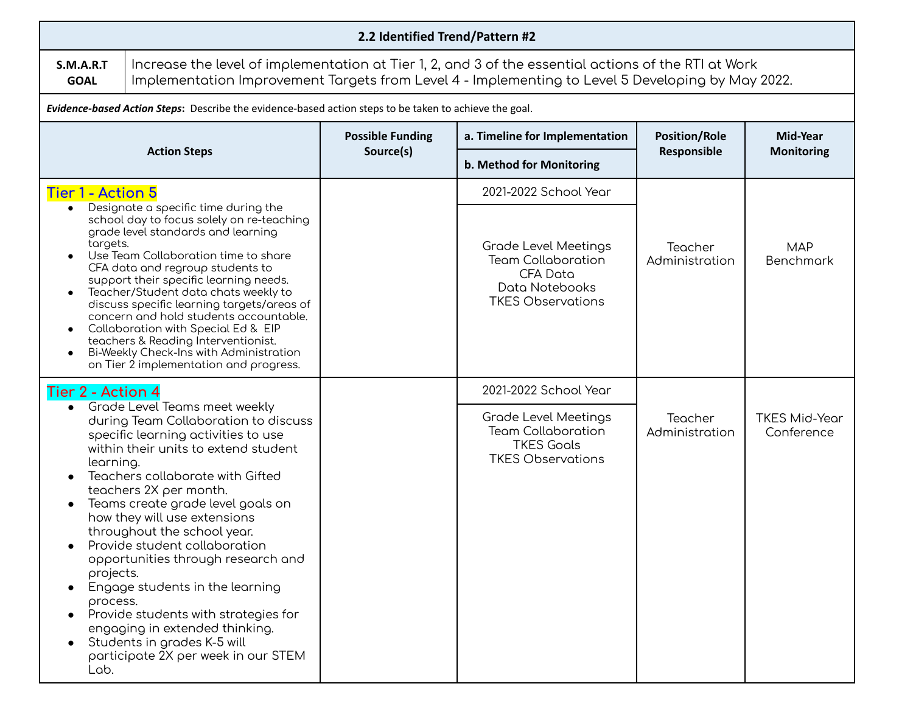## 2.2 Identified Trend/Pattern #2

| S.M.A.R.T GOAL | Increase the level of implementation at Tier 1, 2, and 3 of the essential actions of the RTI at Work Implementation Improvement Targets from Level 4 - Implementing to Level 5 Developing by May 2022. |
|---|---|

***Evidence-based Action Steps*:** Describe the evidence-based action steps to be taken to achieve the goal.

| Action Steps | Possible Funding Source(s) | a. Timeline for Implementation / b. Method for Monitoring | Position/Role Responsible | Mid-Year Monitoring |
|---|---|---|---|---|
| **Tier 1 - Action 5**<br>• Designate a specific time during the school day to focus solely on re-teaching grade level standards and learning targets.<br>• Use Team Collaboration time to share CFA data and regroup students to support their specific learning needs.<br>• Teacher/Student data chats weekly to discuss specific learning targets/areas of concern and hold students accountable.<br>• Collaboration with Special Ed & EIP teachers & Reading Interventionist.<br>• Bi-Weekly Check-Ins with Administration on Tier 2 implementation and progress. | | a. 2021-2022 School Year<br>b. Grade Level Meetings<br>Team Collaboration<br>CFA Data<br>Data Notebooks<br>TKES Observations | Teacher<br>Administration | MAP<br>Benchmark |
| **Tier 2 - Action 4**<br>• Grade Level Teams meet weekly during Team Collaboration to discuss specific learning activities to use within their units to extend student learning.<br>• Teachers collaborate with Gifted teachers 2X per month.<br>• Teams create grade level goals on how they will use extensions throughout the school year.<br>• Provide student collaboration opportunities through research and projects.<br>• Engage students in the learning process.<br>• Provide students with strategies for engaging in extended thinking.<br>• Students in grades K-5 will participate 2X per week in our STEM Lab. | | a. 2021-2022 School Year<br>b. Grade Level Meetings<br>Team Collaboration<br>TKES Goals<br>TKES Observations | Teacher<br>Administration | TKES Mid-Year Conference |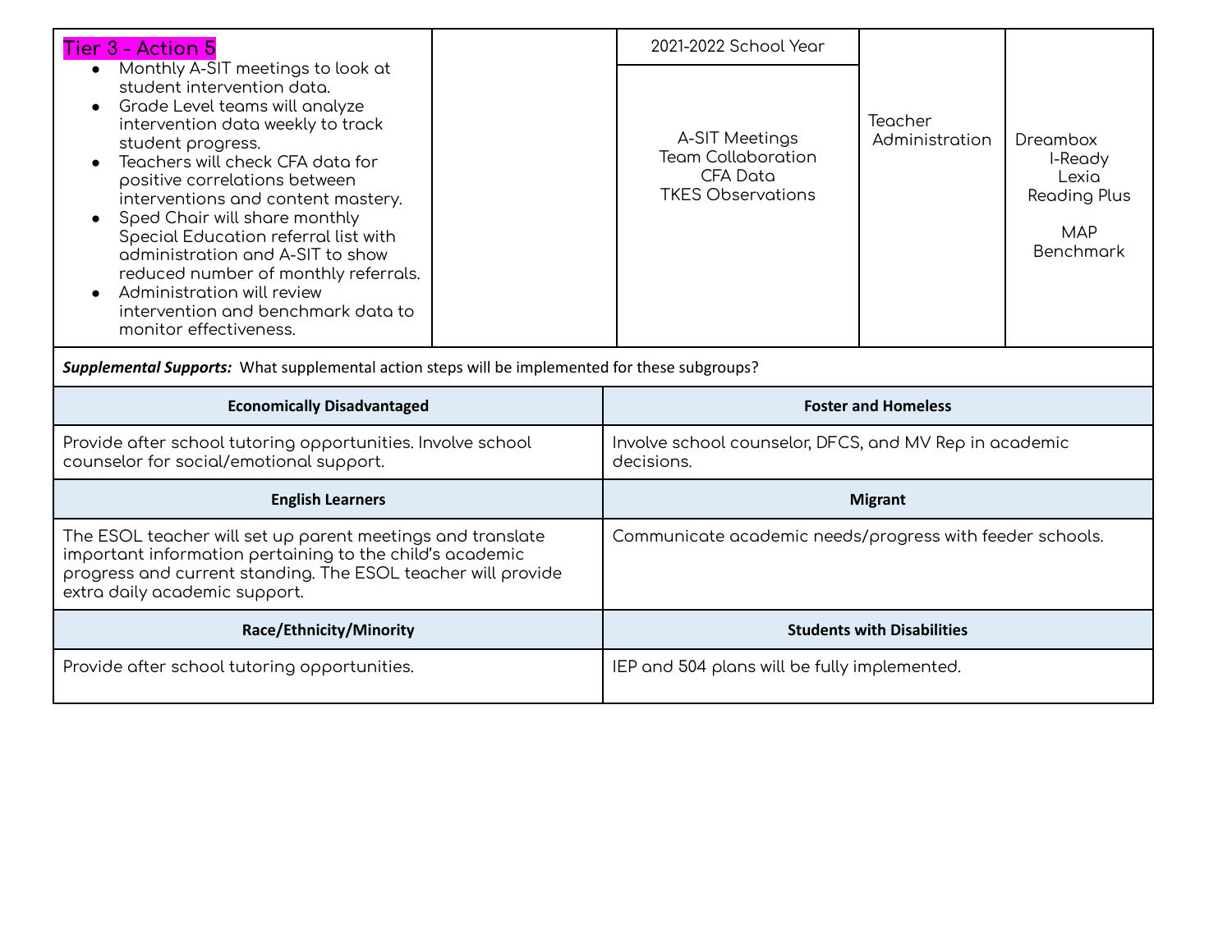| Tier 3 - Action 5 | | 2021-2022 School Year | | |
|---|---|---|---|---|
| • Monthly A-SIT meetings to look at student intervention data.<br>• Grade Level teams will analyze intervention data weekly to track student progress.<br>• Teachers will check CFA data for positive correlations between interventions and content mastery.<br>• Sped Chair will share monthly Special Education referral list with administration and A-SIT to show reduced number of monthly referrals.<br>• Administration will review intervention and benchmark data to monitor effectiveness. | | A-SIT Meetings<br>Team Collaboration<br>CFA Data<br>TKES Observations | Teacher<br>Administration | Dreambox<br>I-Ready<br>Lexia<br>Reading Plus<br><br>MAP<br>Benchmark |

***Supplemental Supports:*** What supplemental action steps will be implemented for these subgroups?

| Economically Disadvantaged | Foster and Homeless |
|---|---|
| Provide after school tutoring opportunities. Involve school counselor for social/emotional support. | Involve school counselor, DFCS, and MV Rep in academic decisions. |
| **English Learners** | **Migrant** |
| The ESOL teacher will set up parent meetings and translate important information pertaining to the child's academic progress and current standing. The ESOL teacher will provide extra daily academic support. | Communicate academic needs/progress with feeder schools. |
| **Race/Ethnicity/Minority** | **Students with Disabilities** |
| Provide after school tutoring opportunities. | IEP and 504 plans will be fully implemented. |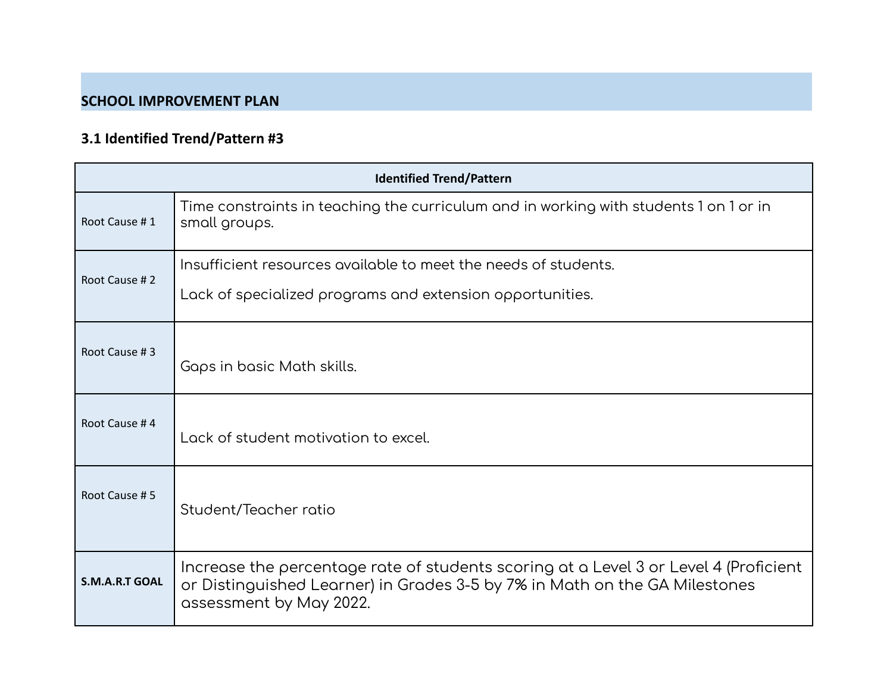## SCHOOL IMPROVEMENT PLAN

### 3.1 Identified Trend/Pattern #3

| Identified Trend/Pattern | |
|---|---|
| Root Cause # 1 | Time constraints in teaching the curriculum and in working with students 1 on 1 or in small groups. |
| Root Cause # 2 | Insufficient resources available to meet the needs of students.<br><br>Lack of specialized programs and extension opportunities. |
| Root Cause # 3 | Gaps in basic Math skills. |
| Root Cause # 4 | Lack of student motivation to excel. |
| Root Cause # 5 | Student/Teacher ratio |
| **S.M.A.R.T GOAL** | Increase the percentage rate of students scoring at a Level 3 or Level 4 (Proficient or Distinguished Learner) in Grades 3-5 by 7% in Math on the GA Milestones assessment by May 2022. |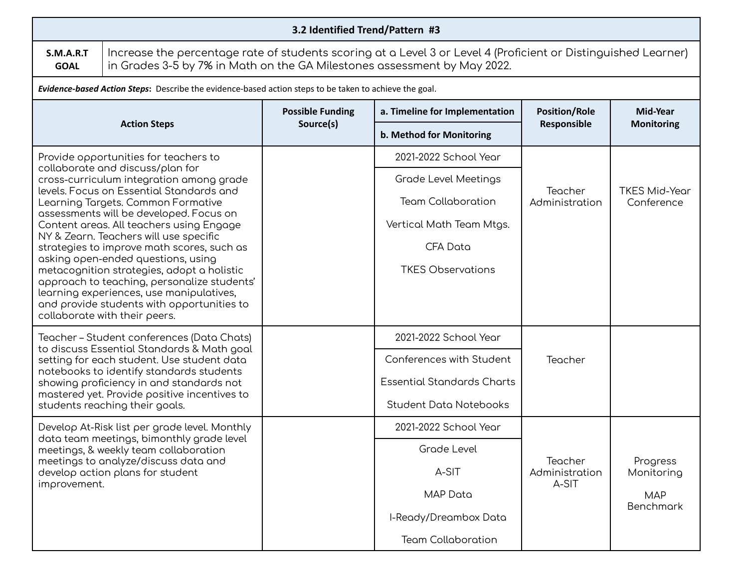## 3.2 Identified Trend/Pattern #3

| **S.M.A.R.T GOAL** | Increase the percentage rate of students scoring at a Level 3 or Level 4 (Proficient or Distinguished Learner) in Grades 3-5 by 7% in Math on the GA Milestones assessment by May 2022. |
|---|---|

***Evidence-based Action Steps***: Describe the evidence-based action steps to be taken to achieve the goal.

| Action Steps | Possible Funding Source(s) | a. Timeline for Implementation / b. Method for Monitoring | Position/Role Responsible | Mid-Year Monitoring |
|---|---|---|---|---|
| Provide opportunities for teachers to collaborate and discuss/plan for cross-curriculum integration among grade levels. Focus on Essential Standards and Learning Targets. Common Formative assessments will be developed. Focus on Content areas. All teachers using Engage NY & Zearn. Teachers will use specific strategies to improve math scores, such as asking open-ended questions, using metacognition strategies, adopt a holistic approach to teaching, personalize students' learning experiences, use manipulatives, and provide students with opportunities to collaborate with their peers. | | a. 2021-2022 School Year<br>b. Grade Level Meetings<br>Team Collaboration<br>Vertical Math Team Mtgs.<br>CFA Data<br>TKES Observations | Teacher<br>Administration | TKES Mid-Year Conference |
| Teacher – Student conferences (Data Chats) to discuss Essential Standards & Math goal setting for each student. Use student data notebooks to identify standards students showing proficiency in and standards not mastered yet. Provide positive incentives to students reaching their goals. | | a. 2021-2022 School Year<br>b. Conferences with Student<br>Essential Standards Charts<br>Student Data Notebooks | Teacher | |
| Develop At-Risk list per grade level. Monthly data team meetings, bimonthly grade level meetings, & weekly team collaboration meetings to analyze/discuss data and develop action plans for student improvement. | | a. 2021-2022 School Year<br>b. Grade Level<br>A-SIT<br>MAP Data<br>I-Ready/Dreambox Data<br>Team Collaboration | Teacher<br>Administration<br>A-SIT | Progress Monitoring<br>MAP Benchmark |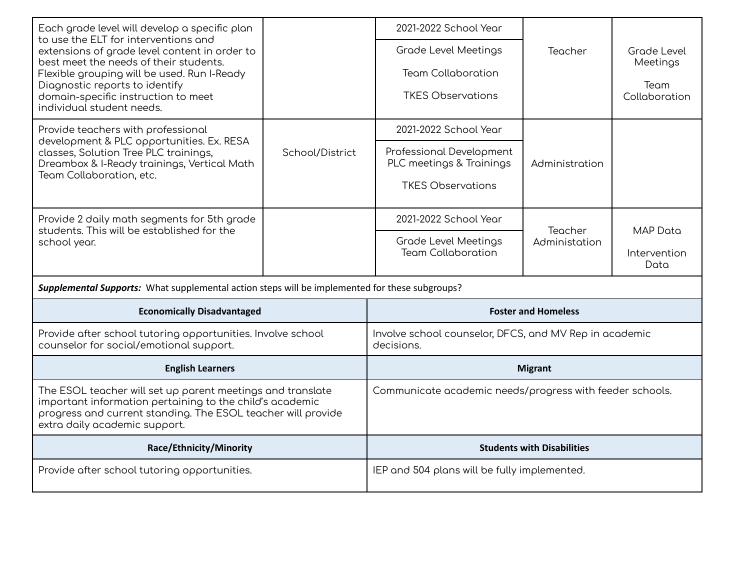| | | | | |
|---|---|---|---|---|
| Each grade level will develop a specific plan to use the ELT for interventions and extensions of grade level content in order to best meet the needs of their students. Flexible grouping will be used. Run I-Ready Diagnostic reports to identify domain-specific instruction to meet individual student needs. | | 2021-2022 School Year<br><br>Grade Level Meetings<br><br>Team Collaboration<br><br>TKES Observations | Teacher | Grade Level Meetings<br><br>Team Collaboration |
| Provide teachers with professional development & PLC opportunities. Ex. RESA classes, Solution Tree PLC trainings, Dreambox & I-Ready trainings, Vertical Math Team Collaboration, etc. | School/District | 2021-2022 School Year<br><br>Professional Development PLC meetings & Trainings<br><br>TKES Observations | Administration | |
| Provide 2 daily math segments for 5th grade students. This will be established for the school year. | | 2021-2022 School Year<br><br>Grade Level Meetings Team Collaboration | Teacher Administation | MAP Data<br><br>Intervention Data |

***Supplemental Supports:*** What supplemental action steps will be implemented for these subgroups?

| Economically Disadvantaged | Foster and Homeless |
|---|---|
| Provide after school tutoring opportunities. Involve school counselor for social/emotional support. | Involve school counselor, DFCS, and MV Rep in academic decisions. |
| **English Learners** | **Migrant** |
| The ESOL teacher will set up parent meetings and translate important information pertaining to the child's academic progress and current standing. The ESOL teacher will provide extra daily academic support. | Communicate academic needs/progress with feeder schools. |
| **Race/Ethnicity/Minority** | **Students with Disabilities** |
| Provide after school tutoring opportunities. | IEP and 504 plans will be fully implemented. |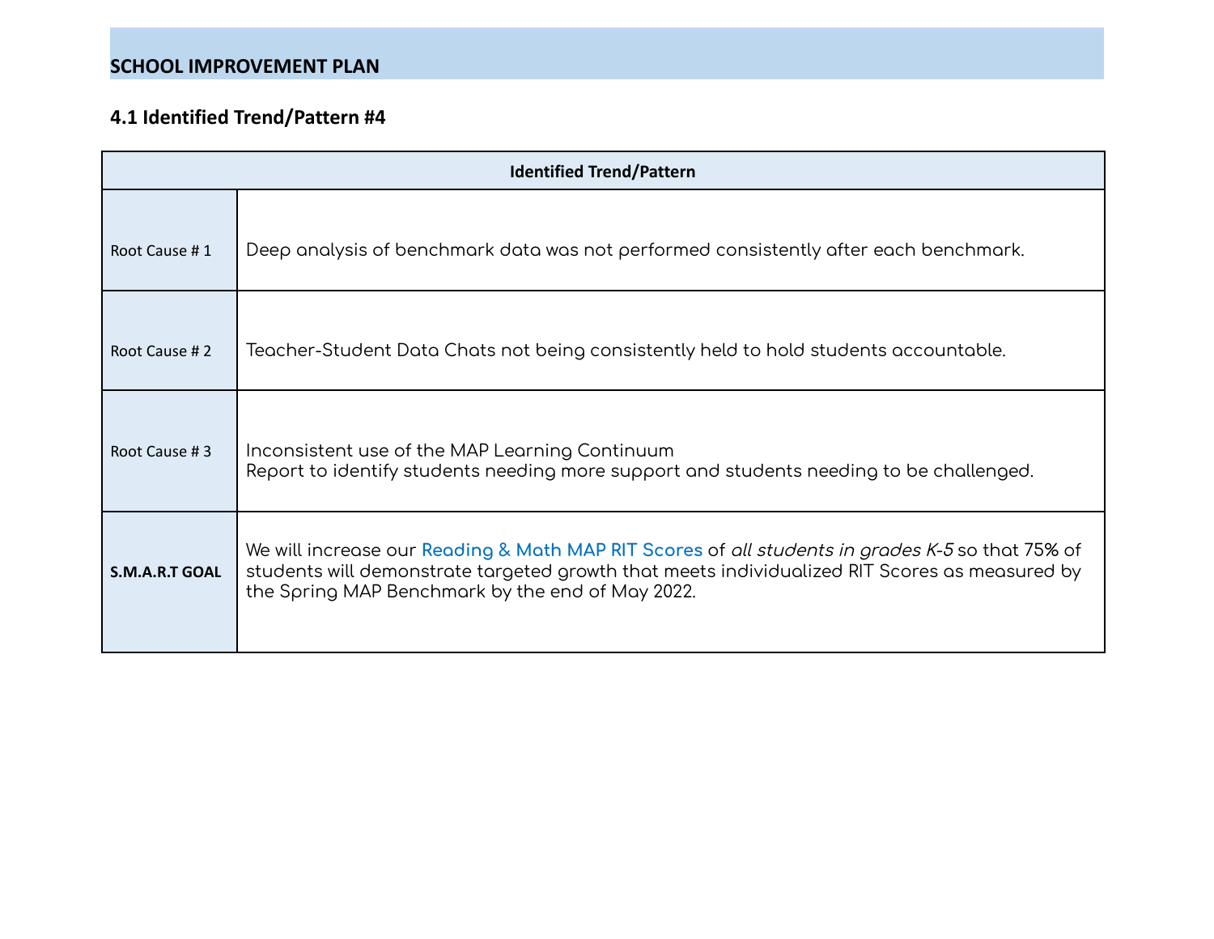## SCHOOL IMPROVEMENT PLAN

### 4.1 Identified Trend/Pattern #4

| Identified Trend/Pattern | |
|---|---|
| Root Cause # 1 | Deep analysis of benchmark data was not performed consistently after each benchmark. |
| Root Cause # 2 | Teacher-Student Data Chats not being consistently held to hold students accountable. |
| Root Cause # 3 | Inconsistent use of the MAP Learning Continuum<br>Report to identify students needing more support and students needing to be challenged. |
| **S.M.A.R.T GOAL** | We will increase our Reading & Math MAP RIT Scores of *all students in grades K-5* so that 75% of students will demonstrate targeted growth that meets individualized RIT Scores as measured by the Spring MAP Benchmark by the end of May 2022. |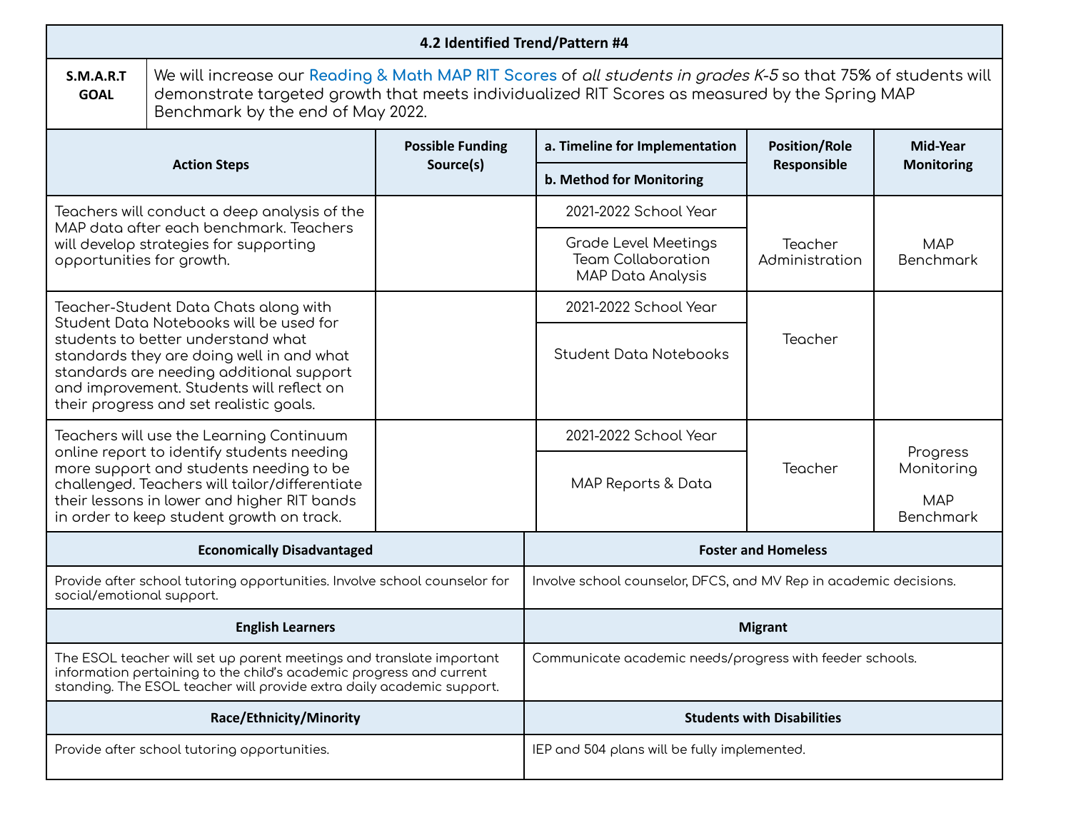## 4.2 Identified Trend/Pattern #4

| S.M.A.R.T GOAL | We will increase our Reading & Math MAP RIT Scores of *all students in grades K-5* so that 75% of students will demonstrate targeted growth that meets individualized RIT Scores as measured by the Spring MAP Benchmark by the end of May 2022. |
|---|---|

| Action Steps | Possible Funding Source(s) | a. Timeline for Implementation<br>b. Method for Monitoring | Position/Role Responsible | Mid-Year Monitoring |
|---|---|---|---|---|
| Teachers will conduct a deep analysis of the MAP data after each benchmark. Teachers will develop strategies for supporting opportunities for growth. | | 2021-2022 School Year<br>Grade Level Meetings<br>Team Collaboration<br>MAP Data Analysis | Teacher<br>Administration | MAP Benchmark |
| Teacher-Student Data Chats along with Student Data Notebooks will be used for students to better understand what standards they are doing well in and what standards are needing additional support and improvement. Students will reflect on their progress and set realistic goals. | | 2021-2022 School Year<br>Student Data Notebooks | Teacher | |
| Teachers will use the Learning Continuum online report to identify students needing more support and students needing to be challenged. Teachers will tailor/differentiate their lessons in lower and higher RIT bands in order to keep student growth on track. | | 2021-2022 School Year<br>MAP Reports & Data | Teacher | Progress Monitoring<br>MAP Benchmark |

| Economically Disadvantaged | Foster and Homeless |
|---|---|
| Provide after school tutoring opportunities. Involve school counselor for social/emotional support. | Involve school counselor, DFCS, and MV Rep in academic decisions. |
| **English Learners** | **Migrant** |
| The ESOL teacher will set up parent meetings and translate important information pertaining to the child's academic progress and current standing. The ESOL teacher will provide extra daily academic support. | Communicate academic needs/progress with feeder schools. |
| **Race/Ethnicity/Minority** | **Students with Disabilities** |
| Provide after school tutoring opportunities. | IEP and 504 plans will be fully implemented. |